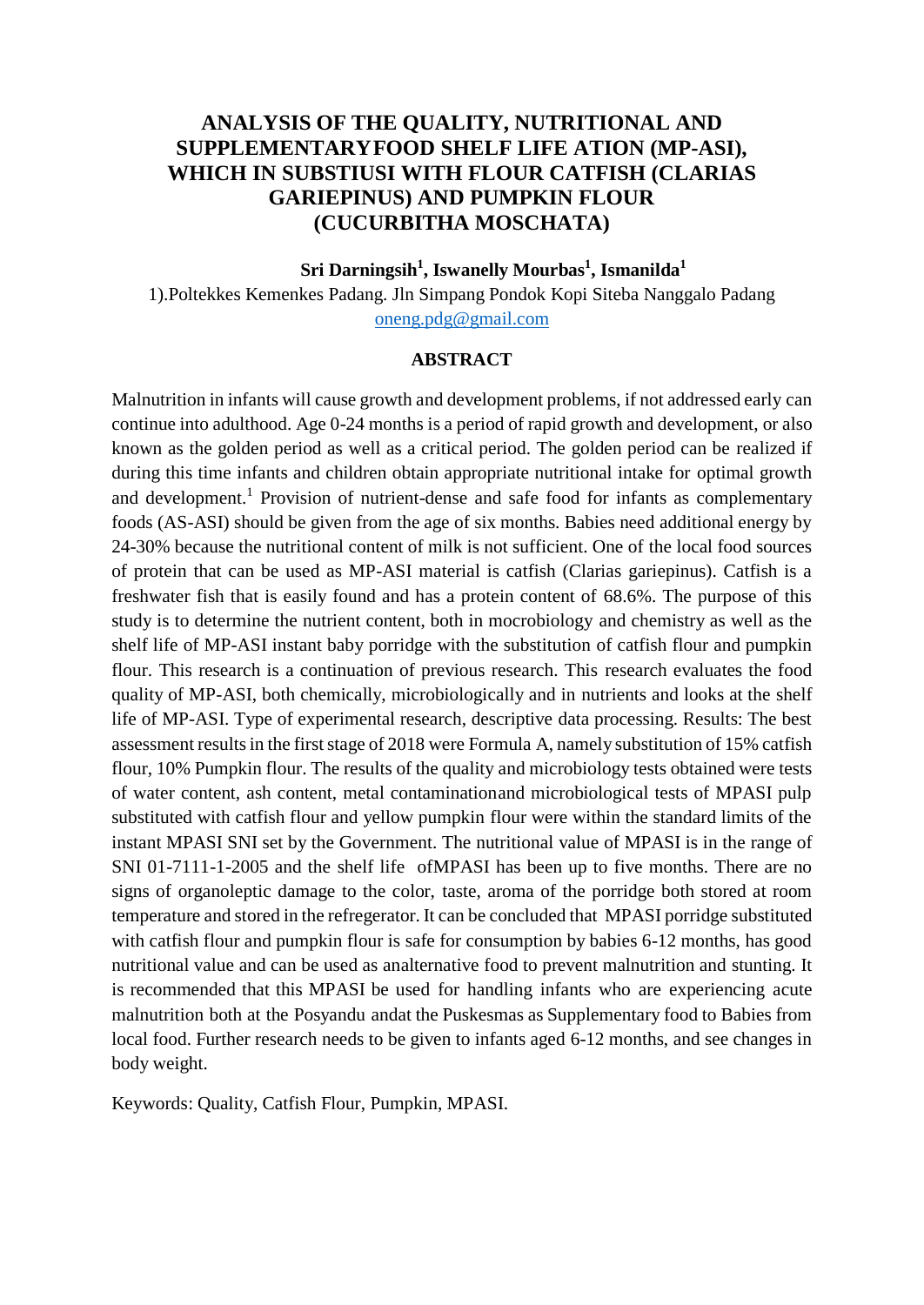# ANALYSIS OF THE QUALITY, NUTRITIONAL AND SUPPLEMENTARYFOOD SHELF LIFE ATION (MP-ASI), WHICH IN SUBSTIUSI WITH FLOUR CATFISH (CLARIAS GARIEPINUS) AND PUMPKIN FLOUR (CUCURBITHA MOSCHATA)

**Sri Darningsih[1], Iswanelly Mourbas[1], Ismanilda[1]**

1).Poltekkes Kemenkes Padang. Jln Simpang Pondok Kopi Siteba Nanggalo Padang
oneng.pdg@gmail.com

## ABSTRACT

Malnutrition in infants will cause growth and development problems, if not addressed early can continue into adulthood. Age 0-24 months is a period of rapid growth and development, or also known as the golden period as well as a critical period. The golden period can be realized if during this time infants and children obtain appropriate nutritional intake for optimal growth and development.[1] Provision of nutrient-dense and safe food for infants as complementary foods (AS-ASI) should be given from the age of six months. Babies need additional energy by 24-30% because the nutritional content of milk is not sufficient. One of the local food sources of protein that can be used as MP-ASI material is catfish (Clarias gariepinus). Catfish is a freshwater fish that is easily found and has a protein content of 68.6%. The purpose of this study is to determine the nutrient content, both in mocrobiology and chemistry as well as the shelf life of MP-ASI instant baby porridge with the substitution of catfish flour and pumpkin flour. This research is a continuation of previous research. This research evaluates the food quality of MP-ASI, both chemically, microbiologically and in nutrients and looks at the shelf life of MP-ASI. Type of experimental research, descriptive data processing. Results: The best assessment results in the first stage of 2018 were Formula A, namely substitution of 15% catfish flour, 10% Pumpkin flour. The results of the quality and microbiology tests obtained were tests of water content, ash content, metal contaminationand microbiological tests of MPASI pulp substituted with catfish flour and yellow pumpkin flour were within the standard limits of the instant MPASI SNI set by the Government. The nutritional value of MPASI is in the range of SNI 01-7111-1-2005 and the shelf life ofMPASI has been up to five months. There are no signs of organoleptic damage to the color, taste, aroma of the porridge both stored at room temperature and stored in the refregerator. It can be concluded that MPASI porridge substituted with catfish flour and pumpkin flour is safe for consumption by babies 6-12 months, has good nutritional value and can be used as analternative food to prevent malnutrition and stunting. It is recommended that this MPASI be used for handling infants who are experiencing acute malnutrition both at the Posyandu andat the Puskesmas as Supplementary food to Babies from local food. Further research needs to be given to infants aged 6-12 months, and see changes in body weight.

Keywords: Quality, Catfish Flour, Pumpkin, MPASI.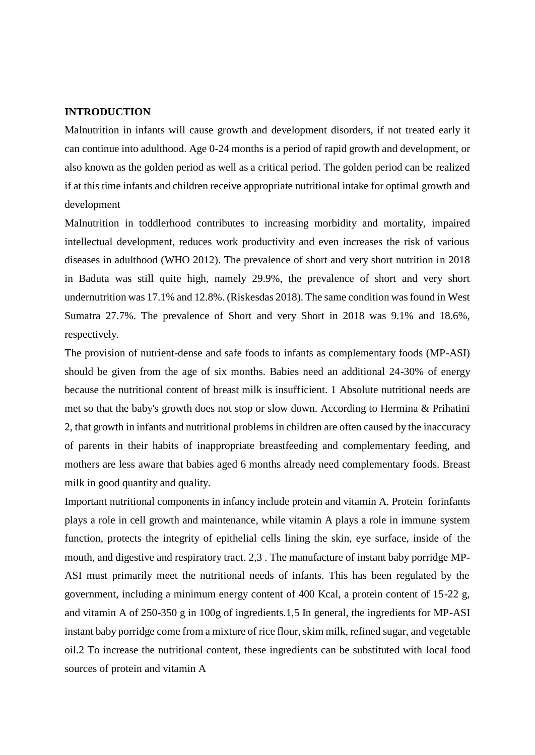**INTRODUCTION**

Malnutrition in infants will cause growth and development disorders, if not treated early it can continue into adulthood. Age 0-24 months is a period of rapid growth and development, or also known as the golden period as well as a critical period. The golden period can be realized if at this time infants and children receive appropriate nutritional intake for optimal growth and development

Malnutrition in toddlerhood contributes to increasing morbidity and mortality, impaired intellectual development, reduces work productivity and even increases the risk of various diseases in adulthood (WHO 2012). The prevalence of short and very short nutrition in 2018 in Baduta was still quite high, namely 29.9%, the prevalence of short and very short undernutrition was 17.1% and 12.8%. (Riskesdas 2018). The same condition was found in West Sumatra 27.7%. The prevalence of Short and very Short in 2018 was 9.1% and 18.6%, respectively.

The provision of nutrient-dense and safe foods to infants as complementary foods (MP-ASI) should be given from the age of six months. Babies need an additional 24-30% of energy because the nutritional content of breast milk is insufficient. 1 Absolute nutritional needs are met so that the baby's growth does not stop or slow down. According to Hermina & Prihatini 2, that growth in infants and nutritional problems in children are often caused by the inaccuracy of parents in their habits of inappropriate breastfeeding and complementary feeding, and mothers are less aware that babies aged 6 months already need complementary foods. Breast milk in good quantity and quality.

Important nutritional components in infancy include protein and vitamin A. Protein forinfants plays a role in cell growth and maintenance, while vitamin A plays a role in immune system function, protects the integrity of epithelial cells lining the skin, eye surface, inside of the mouth, and digestive and respiratory tract. 2,3 . The manufacture of instant baby porridge MP-ASI must primarily meet the nutritional needs of infants. This has been regulated by the government, including a minimum energy content of 400 Kcal, a protein content of 15-22 g, and vitamin A of 250-350 g in 100g of ingredients.1,5 In general, the ingredients for MP-ASI instant baby porridge come from a mixture of rice flour, skim milk, refined sugar, and vegetable oil.2 To increase the nutritional content, these ingredients can be substituted with local food sources of protein and vitamin A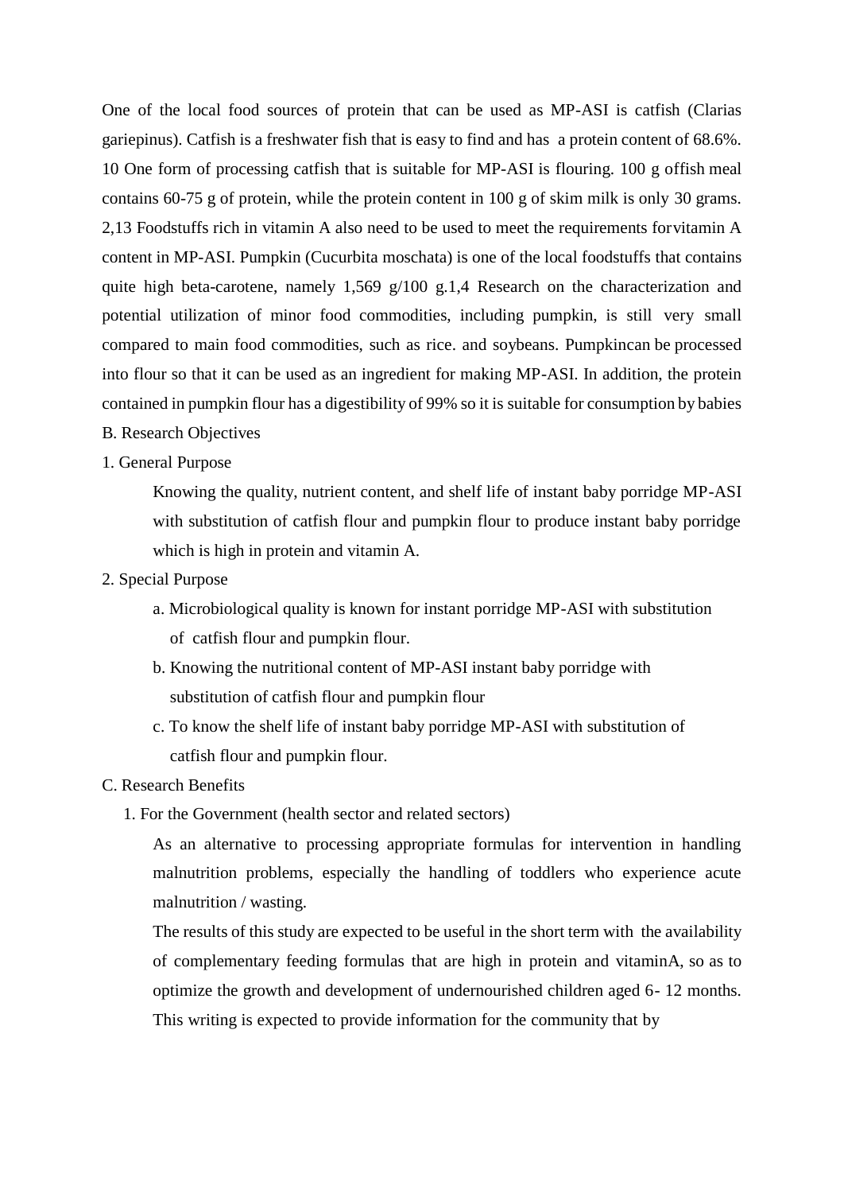One of the local food sources of protein that can be used as MP-ASI is catfish (Clarias gariepinus). Catfish is a freshwater fish that is easy to find and has a protein content of 68.6%. 10 One form of processing catfish that is suitable for MP-ASI is flouring. 100 g offish meal contains 60-75 g of protein, while the protein content in 100 g of skim milk is only 30 grams. 2,13 Foodstuffs rich in vitamin A also need to be used to meet the requirements forvitamin A content in MP-ASI. Pumpkin (Cucurbita moschata) is one of the local foodstuffs that contains quite high beta-carotene, namely 1,569 g/100 g.1,4 Research on the characterization and potential utilization of minor food commodities, including pumpkin, is still very small compared to main food commodities, such as rice. and soybeans. Pumpkincan be processed into flour so that it can be used as an ingredient for making MP-ASI. In addition, the protein contained in pumpkin flour has a digestibility of 99% so it is suitable for consumption by babies

B. Research Objectives

1. General Purpose

   Knowing the quality, nutrient content, and shelf life of instant baby porridge MP-ASI with substitution of catfish flour and pumpkin flour to produce instant baby porridge which is high in protein and vitamin A.

2. Special Purpose

   a. Microbiological quality is known for instant porridge MP-ASI with substitution of catfish flour and pumpkin flour.

   b. Knowing the nutritional content of MP-ASI instant baby porridge with substitution of catfish flour and pumpkin flour

   c. To know the shelf life of instant baby porridge MP-ASI with substitution of catfish flour and pumpkin flour.

C. Research Benefits

1. For the Government (health sector and related sectors)

   As an alternative to processing appropriate formulas for intervention in handling malnutrition problems, especially the handling of toddlers who experience acute malnutrition / wasting.

   The results of this study are expected to be useful in the short term with the availability of complementary feeding formulas that are high in protein and vitaminA, so as to optimize the growth and development of undernourished children aged 6- 12 months. This writing is expected to provide information for the community that by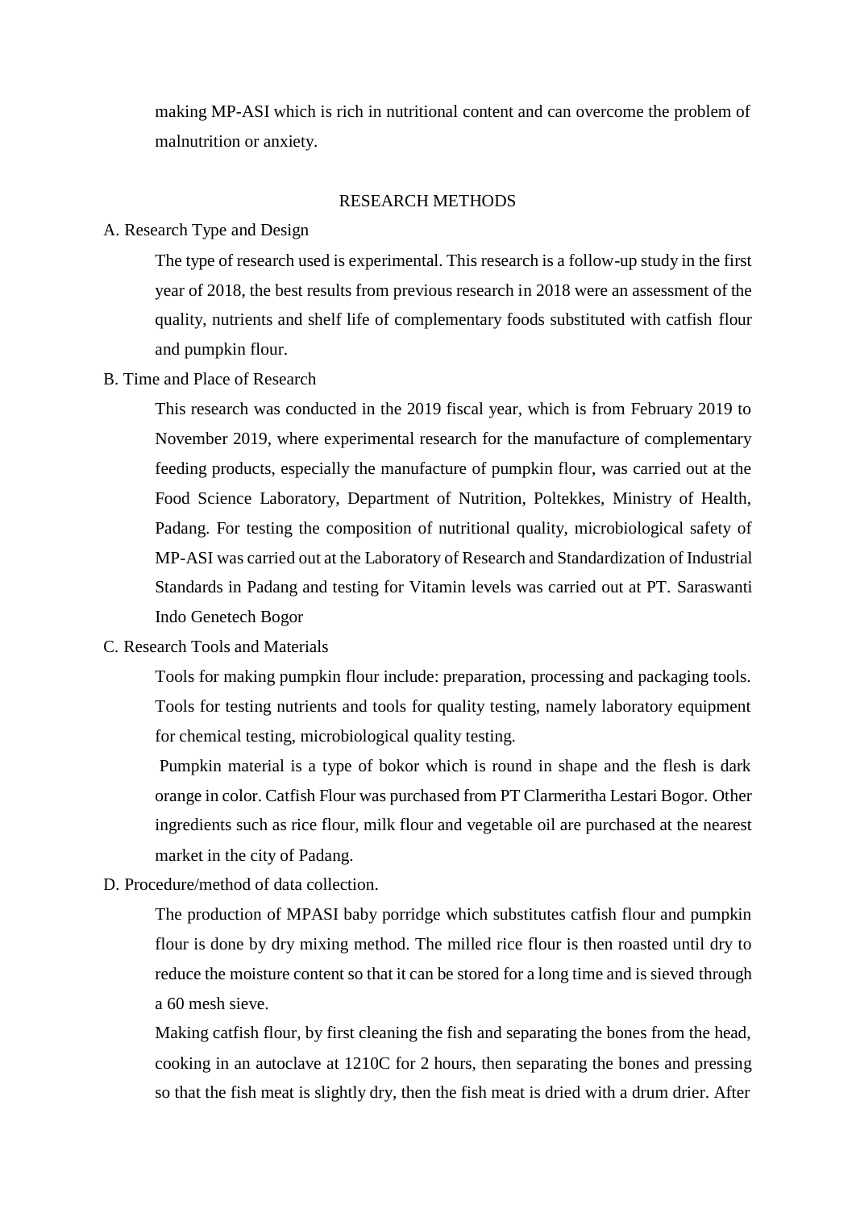making MP-ASI which is rich in nutritional content and can overcome the problem of malnutrition or anxiety.

## RESEARCH METHODS

### A. Research Type and Design

The type of research used is experimental. This research is a follow-up study in the first year of 2018, the best results from previous research in 2018 were an assessment of the quality, nutrients and shelf life of complementary foods substituted with catfish flour and pumpkin flour.

### B. Time and Place of Research

This research was conducted in the 2019 fiscal year, which is from February 2019 to November 2019, where experimental research for the manufacture of complementary feeding products, especially the manufacture of pumpkin flour, was carried out at the Food Science Laboratory, Department of Nutrition, Poltekkes, Ministry of Health, Padang. For testing the composition of nutritional quality, microbiological safety of MP-ASI was carried out at the Laboratory of Research and Standardization of Industrial Standards in Padang and testing for Vitamin levels was carried out at PT. Saraswanti Indo Genetech Bogor

### C. Research Tools and Materials

Tools for making pumpkin flour include: preparation, processing and packaging tools. Tools for testing nutrients and tools for quality testing, namely laboratory equipment for chemical testing, microbiological quality testing.

Pumpkin material is a type of bokor which is round in shape and the flesh is dark orange in color. Catfish Flour was purchased from PT Clarmeritha Lestari Bogor. Other ingredients such as rice flour, milk flour and vegetable oil are purchased at the nearest market in the city of Padang.

### D. Procedure/method of data collection.

The production of MPASI baby porridge which substitutes catfish flour and pumpkin flour is done by dry mixing method. The milled rice flour is then roasted until dry to reduce the moisture content so that it can be stored for a long time and is sieved through a 60 mesh sieve.

Making catfish flour, by first cleaning the fish and separating the bones from the head, cooking in an autoclave at 1210C for 2 hours, then separating the bones and pressing so that the fish meat is slightly dry, then the fish meat is dried with a drum drier. After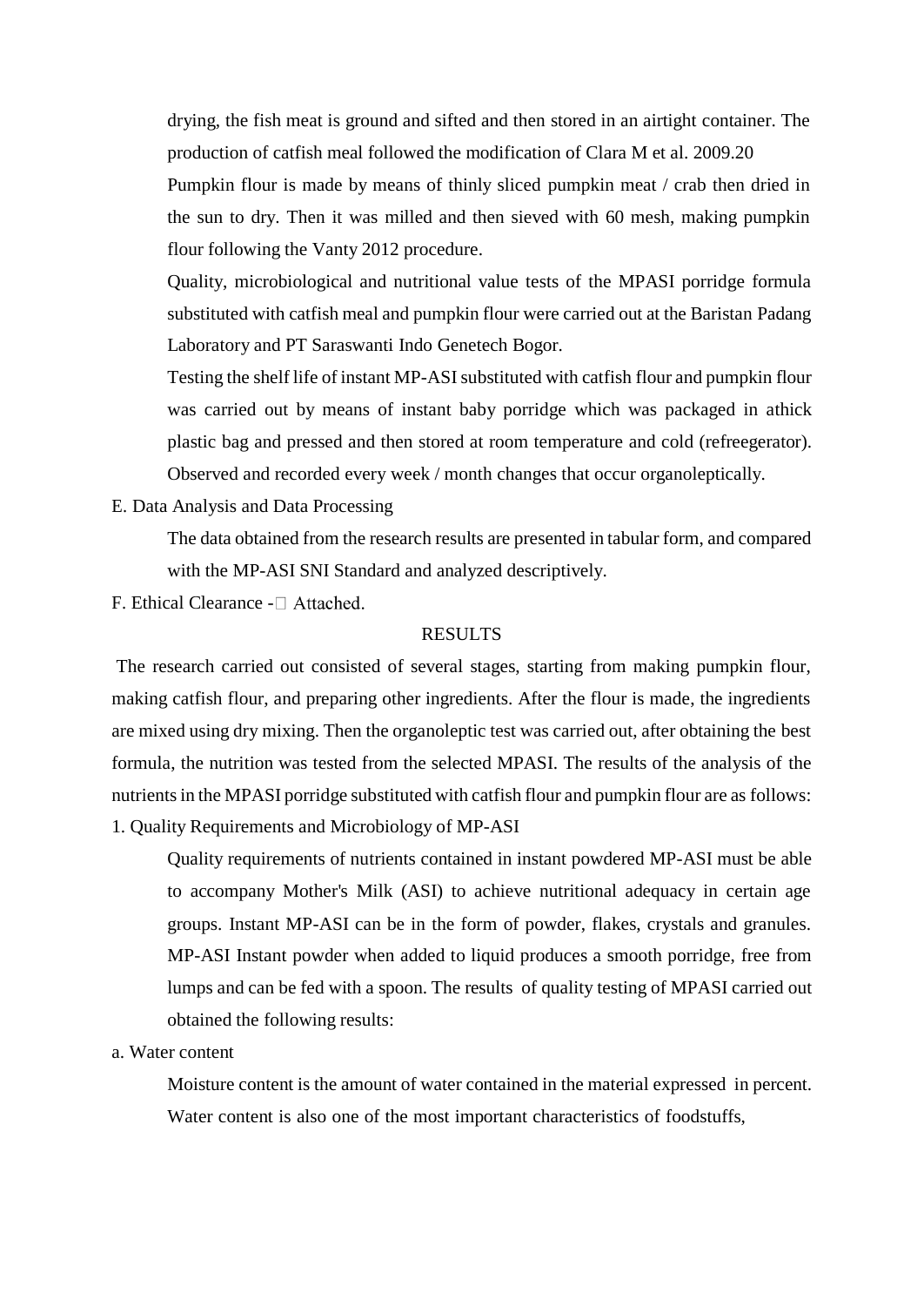drying, the fish meat is ground and sifted and then stored in an airtight container. The production of catfish meal followed the modification of Clara M et al. 2009.20

Pumpkin flour is made by means of thinly sliced pumpkin meat / crab then dried in the sun to dry. Then it was milled and then sieved with 60 mesh, making pumpkin flour following the Vanty 2012 procedure.

Quality, microbiological and nutritional value tests of the MPASI porridge formula substituted with catfish meal and pumpkin flour were carried out at the Baristan Padang Laboratory and PT Saraswanti Indo Genetech Bogor.

Testing the shelf life of instant MP-ASI substituted with catfish flour and pumpkin flour was carried out by means of instant baby porridge which was packaged in athick plastic bag and pressed and then stored at room temperature and cold (refreegerator). Observed and recorded every week / month changes that occur organoleptically.

E. Data Analysis and Data Processing

The data obtained from the research results are presented in tabular form, and compared with the MP-ASI SNI Standard and analyzed descriptively.

F. Ethical Clearance - Attached.

## RESULTS

The research carried out consisted of several stages, starting from making pumpkin flour, making catfish flour, and preparing other ingredients. After the flour is made, the ingredients are mixed using dry mixing. Then the organoleptic test was carried out, after obtaining the best formula, the nutrition was tested from the selected MPASI. The results of the analysis of the nutrients in the MPASI porridge substituted with catfish flour and pumpkin flour are as follows:

1. Quality Requirements and Microbiology of MP-ASI

Quality requirements of nutrients contained in instant powdered MP-ASI must be able to accompany Mother's Milk (ASI) to achieve nutritional adequacy in certain age groups. Instant MP-ASI can be in the form of powder, flakes, crystals and granules. MP-ASI Instant powder when added to liquid produces a smooth porridge, free from lumps and can be fed with a spoon. The results of quality testing of MPASI carried out obtained the following results:

a. Water content

Moisture content is the amount of water contained in the material expressed in percent. Water content is also one of the most important characteristics of foodstuffs,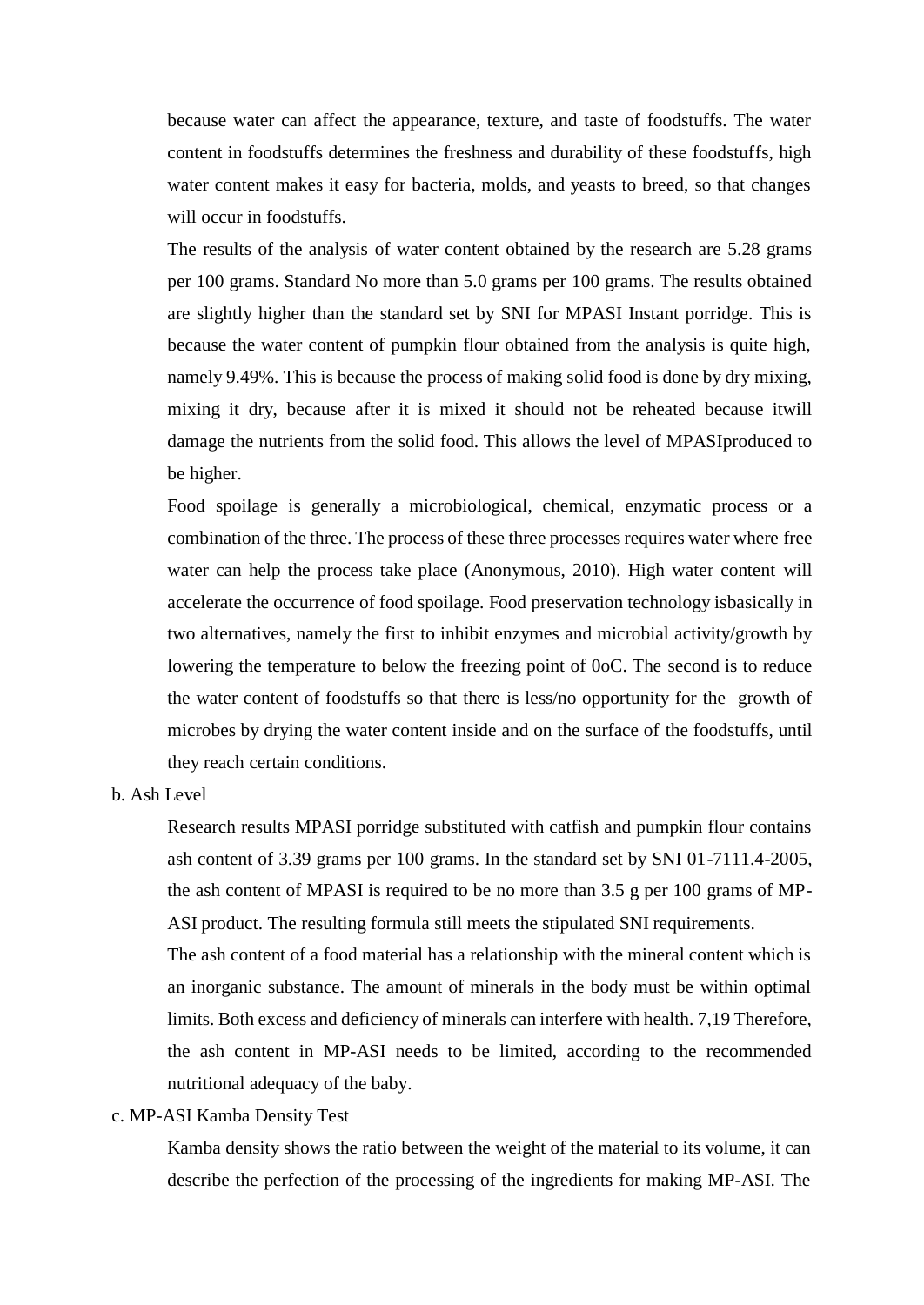because water can affect the appearance, texture, and taste of foodstuffs. The water content in foodstuffs determines the freshness and durability of these foodstuffs, high water content makes it easy for bacteria, molds, and yeasts to breed, so that changes will occur in foodstuffs.

The results of the analysis of water content obtained by the research are 5.28 grams per 100 grams. Standard No more than 5.0 grams per 100 grams. The results obtained are slightly higher than the standard set by SNI for MPASI Instant porridge. This is because the water content of pumpkin flour obtained from the analysis is quite high, namely 9.49%. This is because the process of making solid food is done by dry mixing, mixing it dry, because after it is mixed it should not be reheated because itwill damage the nutrients from the solid food. This allows the level of MPASIproduced to be higher.

Food spoilage is generally a microbiological, chemical, enzymatic process or a combination of the three. The process of these three processes requires water where free water can help the process take place (Anonymous, 2010). High water content will accelerate the occurrence of food spoilage. Food preservation technology isbasically in two alternatives, namely the first to inhibit enzymes and microbial activity/growth by lowering the temperature to below the freezing point of 0oC. The second is to reduce the water content of foodstuffs so that there is less/no opportunity for the growth of microbes by drying the water content inside and on the surface of the foodstuffs, until they reach certain conditions.

b. Ash Level

Research results MPASI porridge substituted with catfish and pumpkin flour contains ash content of 3.39 grams per 100 grams. In the standard set by SNI 01-7111.4-2005, the ash content of MPASI is required to be no more than 3.5 g per 100 grams of MP-ASI product. The resulting formula still meets the stipulated SNI requirements.

The ash content of a food material has a relationship with the mineral content which is an inorganic substance. The amount of minerals in the body must be within optimal limits. Both excess and deficiency of minerals can interfere with health. 7,19 Therefore, the ash content in MP-ASI needs to be limited, according to the recommended nutritional adequacy of the baby.

c. MP-ASI Kamba Density Test

Kamba density shows the ratio between the weight of the material to its volume, it can describe the perfection of the processing of the ingredients for making MP-ASI. The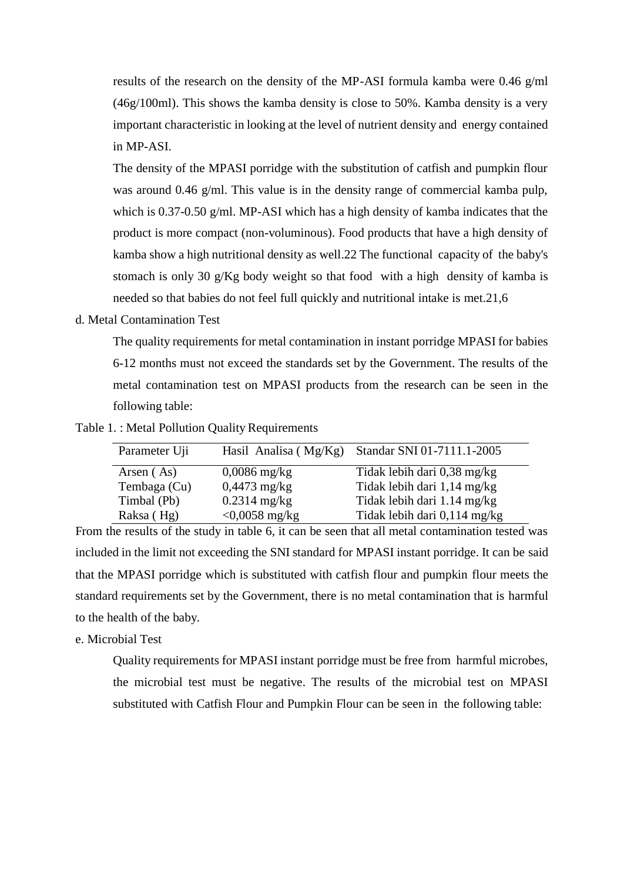results of the research on the density of the MP-ASI formula kamba were 0.46 g/ml (46g/100ml). This shows the kamba density is close to 50%. Kamba density is a very important characteristic in looking at the level of nutrient density and energy contained in MP-ASI.

The density of the MPASI porridge with the substitution of catfish and pumpkin flour was around 0.46 g/ml. This value is in the density range of commercial kamba pulp, which is 0.37-0.50 g/ml. MP-ASI which has a high density of kamba indicates that the product is more compact (non-voluminous). Food products that have a high density of kamba show a high nutritional density as well.22 The functional capacity of the baby's stomach is only 30 g/Kg body weight so that food with a high density of kamba is needed so that babies do not feel full quickly and nutritional intake is met.21,6

d. Metal Contamination Test

The quality requirements for metal contamination in instant porridge MPASI for babies 6-12 months must not exceed the standards set by the Government. The results of the metal contamination test on MPASI products from the research can be seen in the following table:

Table 1. : Metal Pollution Quality Requirements

| Parameter Uji | Hasil Analisa ( Mg/Kg) | Standar SNI 01-7111.1-2005 |
|---|---|---|
| Arsen ( As) | 0,0086 mg/kg | Tidak lebih dari 0,38 mg/kg |
| Tembaga (Cu) | 0,4473 mg/kg | Tidak lebih dari 1,14 mg/kg |
| Timbal (Pb) | 0.2314 mg/kg | Tidak lebih dari 1.14 mg/kg |
| Raksa ( Hg) | <0,0058 mg/kg | Tidak lebih dari 0,114 mg/kg |

From the results of the study in table 6, it can be seen that all metal contamination tested was included in the limit not exceeding the SNI standard for MPASI instant porridge. It can be said that the MPASI porridge which is substituted with catfish flour and pumpkin flour meets the standard requirements set by the Government, there is no metal contamination that is harmful to the health of the baby.

e. Microbial Test

Quality requirements for MPASI instant porridge must be free from harmful microbes, the microbial test must be negative. The results of the microbial test on MPASI substituted with Catfish Flour and Pumpkin Flour can be seen in the following table: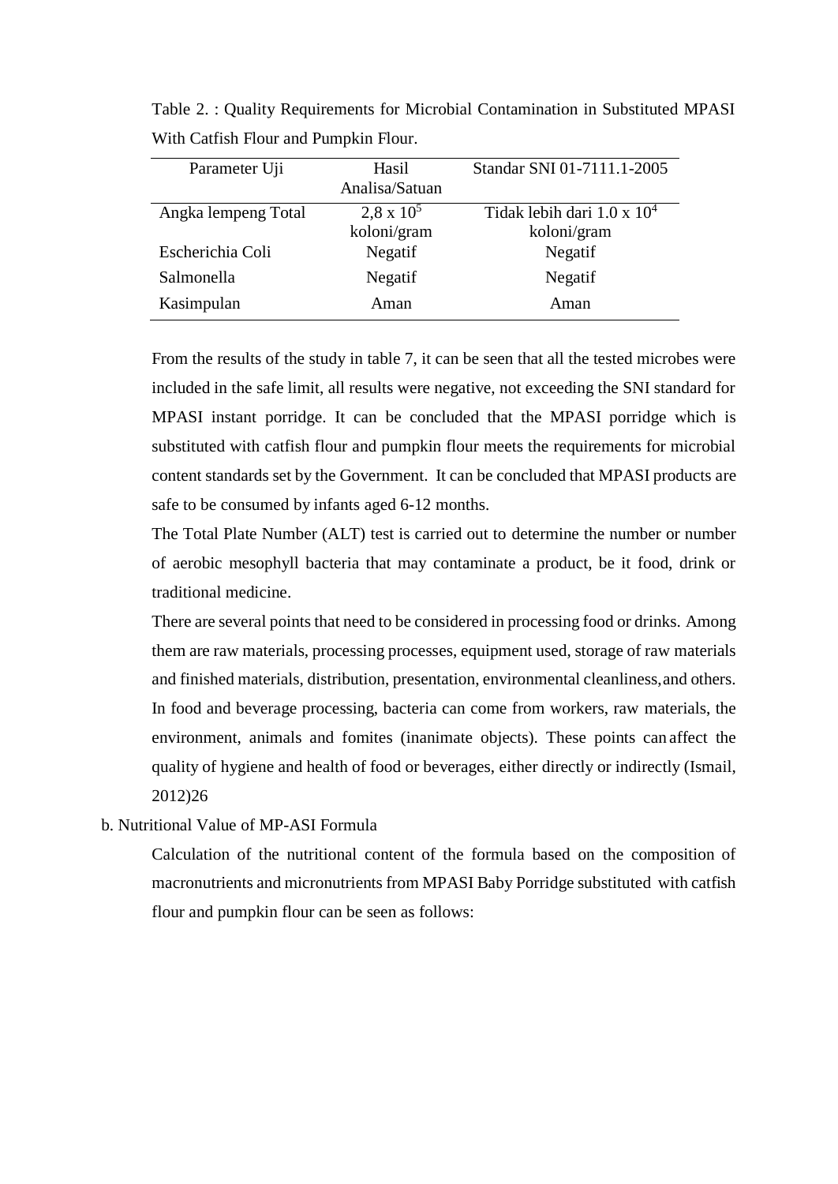Table 2. : Quality Requirements for Microbial Contamination in Substituted MPASI With Catfish Flour and Pumpkin Flour.

| Parameter Uji | Hasil Analisa/Satuan | Standar SNI 01-7111.1-2005 |
|---|---|---|
| Angka lempeng Total | $2{,}8 \times 10^5$ koloni/gram | Tidak lebih dari $1.0 \times 10^4$ koloni/gram |
| Escherichia Coli | Negatif | Negatif |
| Salmonella | Negatif | Negatif |
| Kasimpulan | Aman | Aman |

From the results of the study in table 7, it can be seen that all the tested microbes were included in the safe limit, all results were negative, not exceeding the SNI standard for MPASI instant porridge. It can be concluded that the MPASI porridge which is substituted with catfish flour and pumpkin flour meets the requirements for microbial content standards set by the Government. It can be concluded that MPASI products are safe to be consumed by infants aged 6-12 months.

The Total Plate Number (ALT) test is carried out to determine the number or number of aerobic mesophyll bacteria that may contaminate a product, be it food, drink or traditional medicine.

There are several points that need to be considered in processing food or drinks. Among them are raw materials, processing processes, equipment used, storage of raw materials and finished materials, distribution, presentation, environmental cleanliness, and others. In food and beverage processing, bacteria can come from workers, raw materials, the environment, animals and fomites (inanimate objects). These points can affect the quality of hygiene and health of food or beverages, either directly or indirectly (Ismail, 2012)26

b. Nutritional Value of MP-ASI Formula

Calculation of the nutritional content of the formula based on the composition of macronutrients and micronutrients from MPASI Baby Porridge substituted with catfish flour and pumpkin flour can be seen as follows: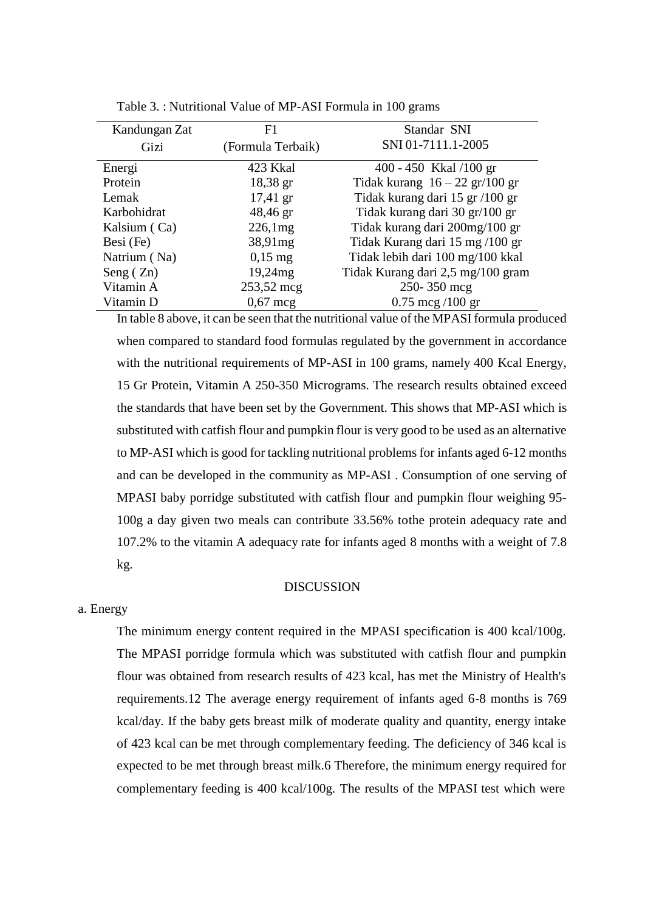Table 3. : Nutritional Value of MP-ASI Formula in 100 grams

| Kandungan Zat Gizi | F1 (Formula Terbaik) | Standar SNI SNI 01-7111.1-2005 |
|---|---|---|
| Energi | 423 Kkal | 400 - 450 Kkal /100 gr |
| Protein | 18,38 gr | Tidak kurang 16 – 22 gr/100 gr |
| Lemak | 17,41 gr | Tidak kurang dari 15 gr /100 gr |
| Karbohidrat | 48,46 gr | Tidak kurang dari 30 gr/100 gr |
| Kalsium ( Ca) | 226,1mg | Tidak kurang dari 200mg/100 gr |
| Besi (Fe) | 38,91mg | Tidak Kurang dari 15 mg /100 gr |
| Natrium ( Na) | 0,15 mg | Tidak lebih dari 100 mg/100 kkal |
| Seng ( Zn) | 19,24mg | Tidak Kurang dari 2,5 mg/100 gram |
| Vitamin A | 253,52 mcg | 250- 350 mcg |
| Vitamin D | 0,67 mcg | 0.75 mcg /100 gr |

In table 8 above, it can be seen that the nutritional value of the MPASI formula produced when compared to standard food formulas regulated by the government in accordance with the nutritional requirements of MP-ASI in 100 grams, namely 400 Kcal Energy, 15 Gr Protein, Vitamin A 250-350 Micrograms. The research results obtained exceed the standards that have been set by the Government. This shows that MP-ASI which is substituted with catfish flour and pumpkin flour is very good to be used as an alternative to MP-ASI which is good for tackling nutritional problems for infants aged 6-12 months and can be developed in the community as MP-ASI . Consumption of one serving of MPASI baby porridge substituted with catfish flour and pumpkin flour weighing 95-100g a day given two meals can contribute 33.56% tothe protein adequacy rate and 107.2% to the vitamin A adequacy rate for infants aged 8 months with a weight of 7.8 kg.

## DISCUSSION

a. Energy

The minimum energy content required in the MPASI specification is 400 kcal/100g. The MPASI porridge formula which was substituted with catfish flour and pumpkin flour was obtained from research results of 423 kcal, has met the Ministry of Health's requirements.12 The average energy requirement of infants aged 6-8 months is 769 kcal/day. If the baby gets breast milk of moderate quality and quantity, energy intake of 423 kcal can be met through complementary feeding. The deficiency of 346 kcal is expected to be met through breast milk.6 Therefore, the minimum energy required for complementary feeding is 400 kcal/100g. The results of the MPASI test which were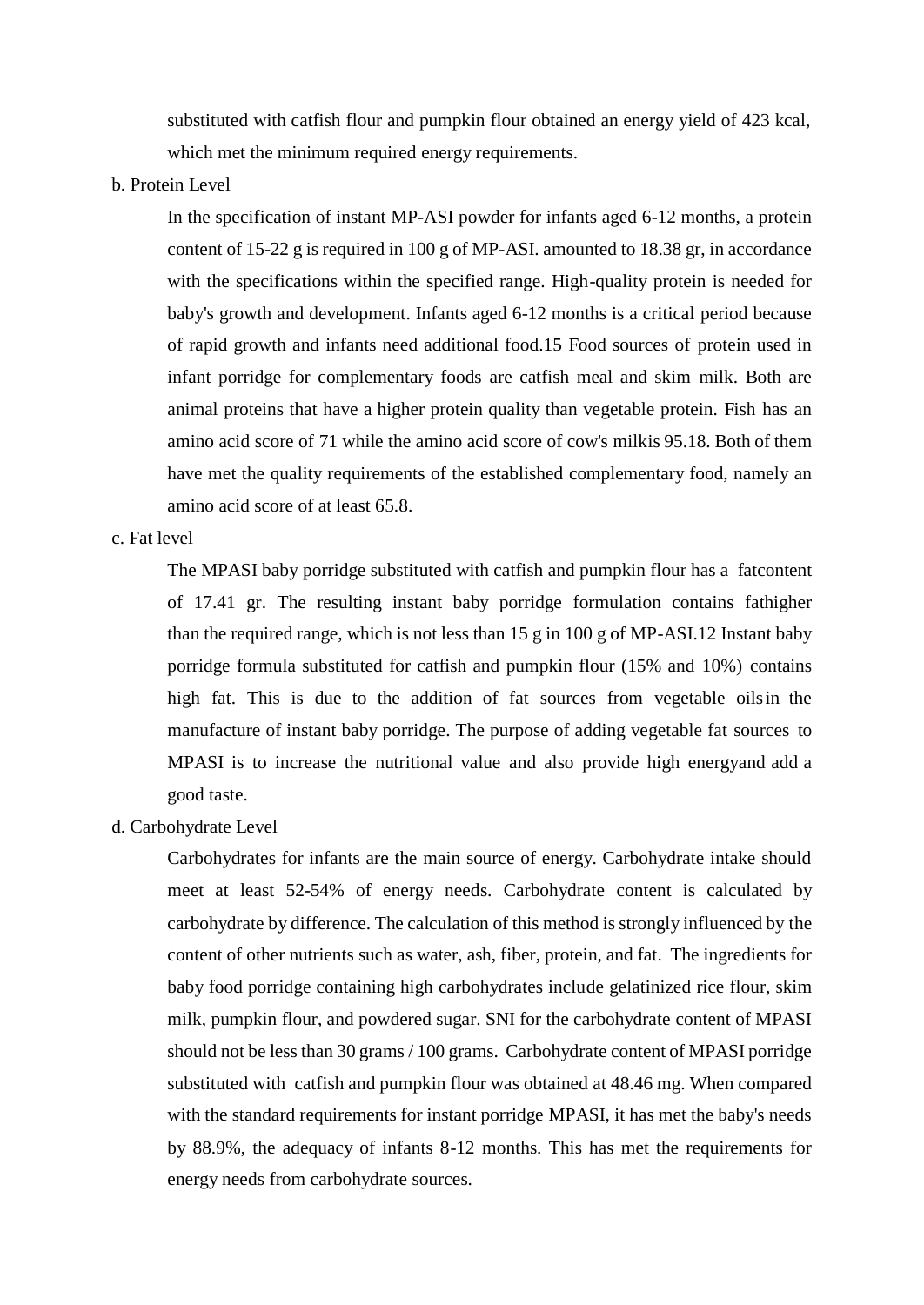substituted with catfish flour and pumpkin flour obtained an energy yield of 423 kcal, which met the minimum required energy requirements.

b. Protein Level

In the specification of instant MP-ASI powder for infants aged 6-12 months, a protein content of 15-22 g is required in 100 g of MP-ASI. amounted to 18.38 gr, in accordance with the specifications within the specified range. High-quality protein is needed for baby's growth and development. Infants aged 6-12 months is a critical period because of rapid growth and infants need additional food.15 Food sources of protein used in infant porridge for complementary foods are catfish meal and skim milk. Both are animal proteins that have a higher protein quality than vegetable protein. Fish has an amino acid score of 71 while the amino acid score of cow's milkis 95.18. Both of them have met the quality requirements of the established complementary food, namely an amino acid score of at least 65.8.

c. Fat level

The MPASI baby porridge substituted with catfish and pumpkin flour has a fatcontent of 17.41 gr. The resulting instant baby porridge formulation contains fathigher than the required range, which is not less than 15 g in 100 g of MP-ASI.12 Instant baby porridge formula substituted for catfish and pumpkin flour (15% and 10%) contains high fat. This is due to the addition of fat sources from vegetable oilsin the manufacture of instant baby porridge. The purpose of adding vegetable fat sources to MPASI is to increase the nutritional value and also provide high energyand add a good taste.

d. Carbohydrate Level

Carbohydrates for infants are the main source of energy. Carbohydrate intake should meet at least 52-54% of energy needs. Carbohydrate content is calculated by carbohydrate by difference. The calculation of this method is strongly influenced by the content of other nutrients such as water, ash, fiber, protein, and fat. The ingredients for baby food porridge containing high carbohydrates include gelatinized rice flour, skim milk, pumpkin flour, and powdered sugar. SNI for the carbohydrate content of MPASI should not be less than 30 grams / 100 grams. Carbohydrate content of MPASI porridge substituted with catfish and pumpkin flour was obtained at 48.46 mg. When compared with the standard requirements for instant porridge MPASI, it has met the baby's needs by 88.9%, the adequacy of infants 8-12 months. This has met the requirements for energy needs from carbohydrate sources.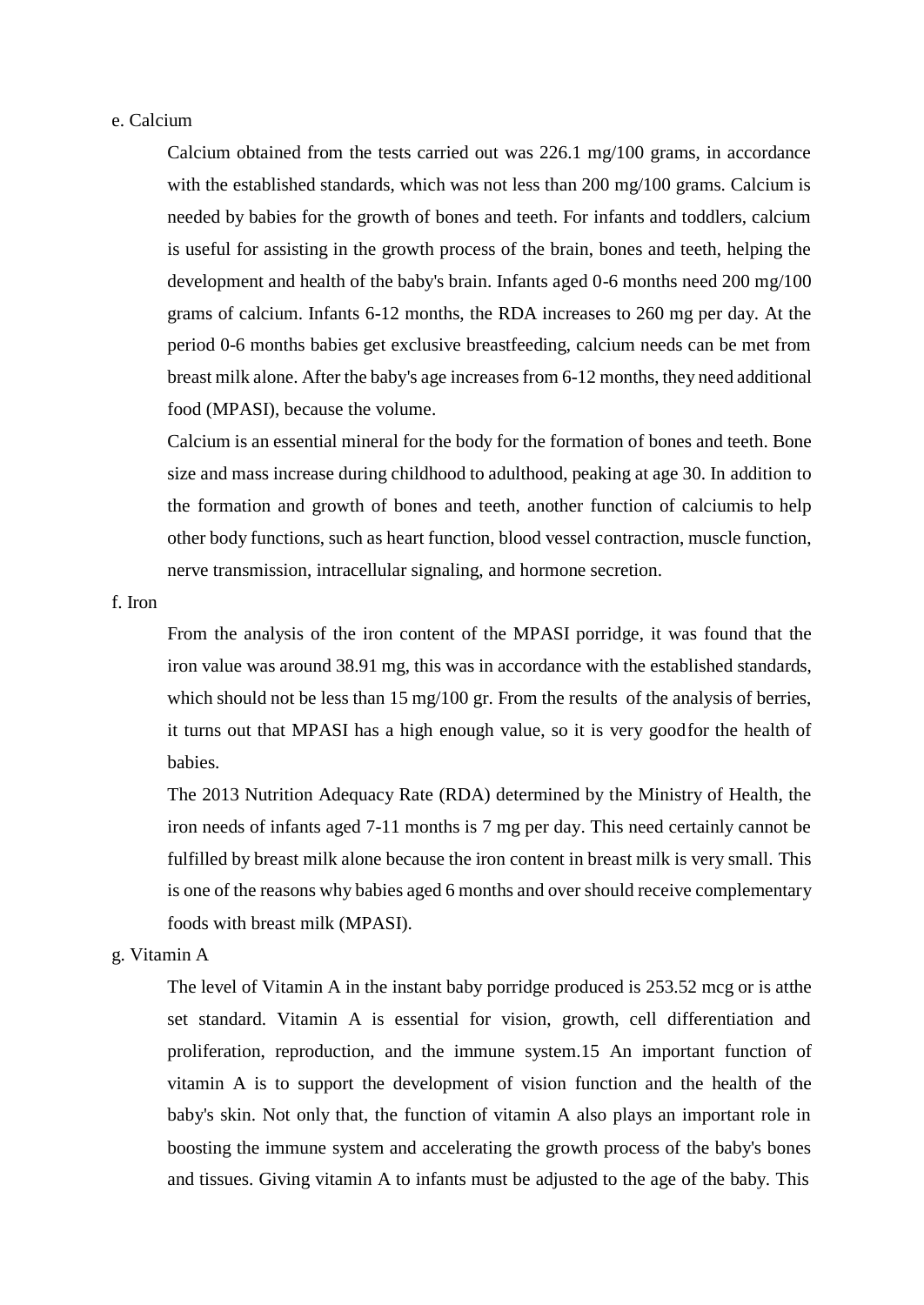e. Calcium

Calcium obtained from the tests carried out was 226.1 mg/100 grams, in accordance with the established standards, which was not less than 200 mg/100 grams. Calcium is needed by babies for the growth of bones and teeth. For infants and toddlers, calcium is useful for assisting in the growth process of the brain, bones and teeth, helping the development and health of the baby's brain. Infants aged 0-6 months need 200 mg/100 grams of calcium. Infants 6-12 months, the RDA increases to 260 mg per day. At the period 0-6 months babies get exclusive breastfeeding, calcium needs can be met from breast milk alone. After the baby's age increases from 6-12 months, they need additional food (MPASI), because the volume.

Calcium is an essential mineral for the body for the formation of bones and teeth. Bone size and mass increase during childhood to adulthood, peaking at age 30. In addition to the formation and growth of bones and teeth, another function of calciumis to help other body functions, such as heart function, blood vessel contraction, muscle function, nerve transmission, intracellular signaling, and hormone secretion.

f. Iron

From the analysis of the iron content of the MPASI porridge, it was found that the iron value was around 38.91 mg, this was in accordance with the established standards, which should not be less than 15 mg/100 gr. From the results of the analysis of berries, it turns out that MPASI has a high enough value, so it is very goodfor the health of babies.

The 2013 Nutrition Adequacy Rate (RDA) determined by the Ministry of Health, the iron needs of infants aged 7-11 months is 7 mg per day. This need certainly cannot be fulfilled by breast milk alone because the iron content in breast milk is very small. This is one of the reasons why babies aged 6 months and over should receive complementary foods with breast milk (MPASI).

g. Vitamin A

The level of Vitamin A in the instant baby porridge produced is 253.52 mcg or is atthe set standard. Vitamin A is essential for vision, growth, cell differentiation and proliferation, reproduction, and the immune system.15 An important function of vitamin A is to support the development of vision function and the health of the baby's skin. Not only that, the function of vitamin A also plays an important role in boosting the immune system and accelerating the growth process of the baby's bones and tissues. Giving vitamin A to infants must be adjusted to the age of the baby. This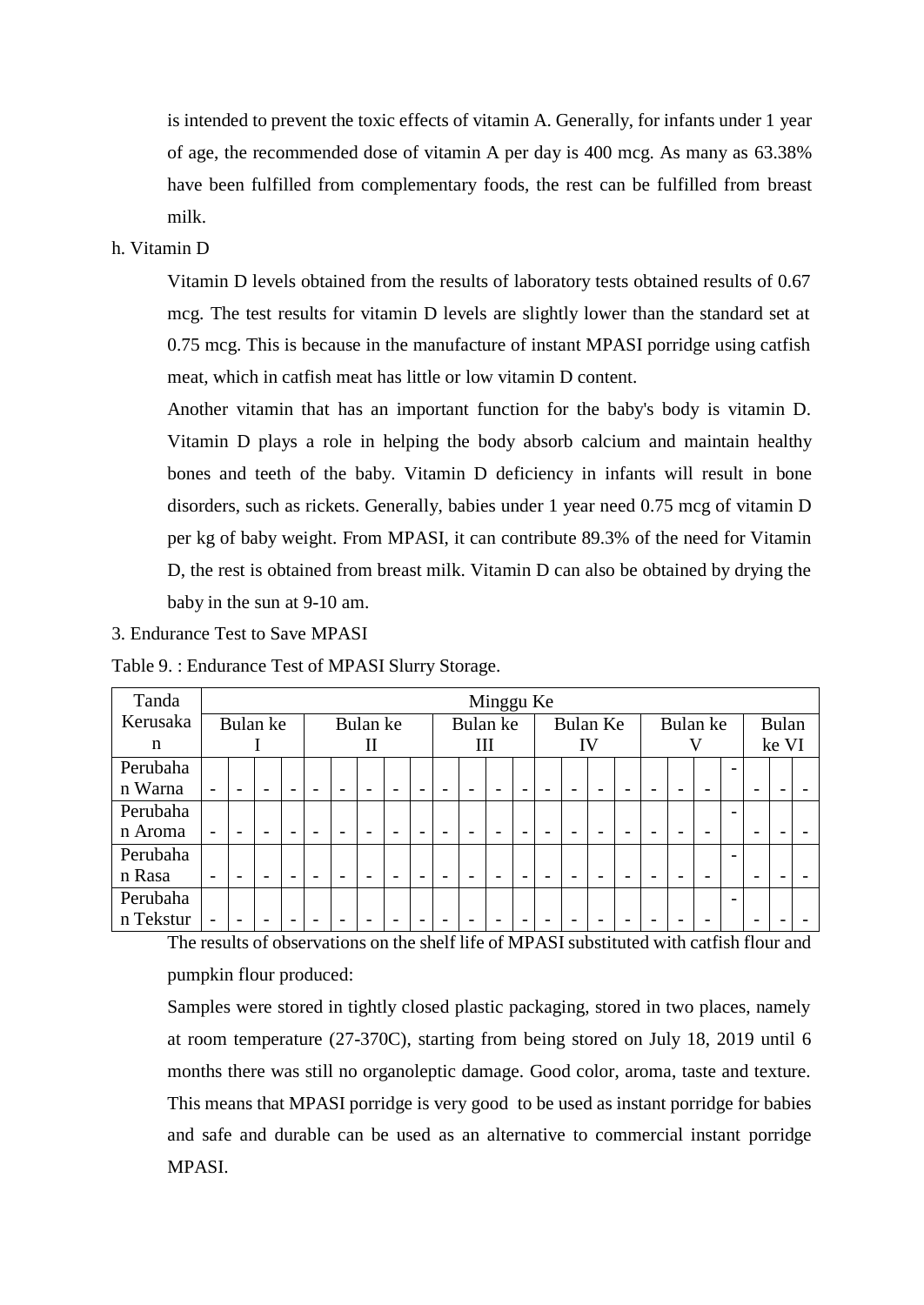is intended to prevent the toxic effects of vitamin A. Generally, for infants under 1 year of age, the recommended dose of vitamin A per day is 400 mcg. As many as 63.38% have been fulfilled from complementary foods, the rest can be fulfilled from breast milk.

h. Vitamin D

Vitamin D levels obtained from the results of laboratory tests obtained results of 0.67 mcg. The test results for vitamin D levels are slightly lower than the standard set at 0.75 mcg. This is because in the manufacture of instant MPASI porridge using catfish meat, which in catfish meat has little or low vitamin D content.

Another vitamin that has an important function for the baby's body is vitamin D. Vitamin D plays a role in helping the body absorb calcium and maintain healthy bones and teeth of the baby. Vitamin D deficiency in infants will result in bone disorders, such as rickets. Generally, babies under 1 year need 0.75 mcg of vitamin D per kg of baby weight. From MPASI, it can contribute 89.3% of the need for Vitamin D, the rest is obtained from breast milk. Vitamin D can also be obtained by drying the baby in the sun at 9-10 am.

3. Endurance Test to Save MPASI

Table 9. : Endurance Test of MPASI Slurry Storage.

| Tanda Kerusakan | Minggu Ke | | | | | | | | | | | | | | | | | | | | | | | |
|---|---|---|---|---|---|---|---|---|---|---|---|---|---|---|---|---|---|---|---|---|---|---|---|---|
| | Bulan ke I | | | | Bulan ke II | | | | Bulan ke III | | | | Bulan Ke IV | | | | Bulan ke V | | | | Bulan ke VI | | | |
| Perubahan Warna | - | - | - | - | - | - | - | - | - | - | - | - | - | - | - | - | - | - | - | - | - | - | - | - |
| Perubahan Aroma | - | - | - | - | - | - | - | - | - | - | - | - | - | - | - | - | - | - | - | - | - | - | - | - |
| Perubahan Rasa | - | - | - | - | - | - | - | - | - | - | - | - | - | - | - | - | - | - | - | - | - | - | - | - |
| Perubahan Tekstur | - | - | - | - | - | - | - | - | - | - | - | - | - | - | - | - | - | - | - | - | - | - | - | - |

The results of observations on the shelf life of MPASI substituted with catfish flour and pumpkin flour produced:

Samples were stored in tightly closed plastic packaging, stored in two places, namely at room temperature (27-370C), starting from being stored on July 18, 2019 until 6 months there was still no organoleptic damage. Good color, aroma, taste and texture. This means that MPASI porridge is very good to be used as instant porridge for babies and safe and durable can be used as an alternative to commercial instant porridge MPASI.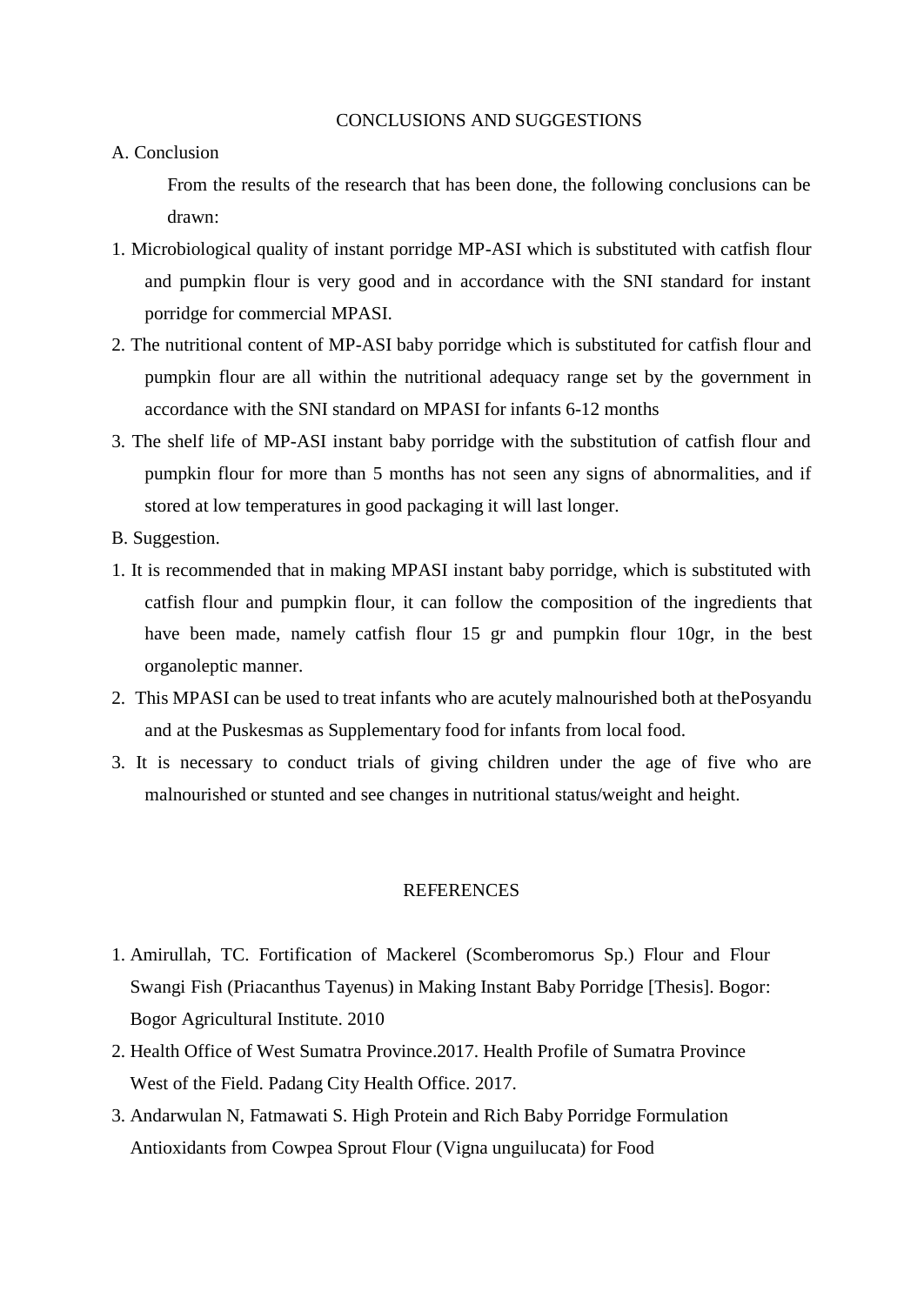## CONCLUSIONS AND SUGGESTIONS

### A. Conclusion

From the results of the research that has been done, the following conclusions can be drawn:

1. Microbiological quality of instant porridge MP-ASI which is substituted with catfish flour and pumpkin flour is very good and in accordance with the SNI standard for instant porridge for commercial MPASI.
2. The nutritional content of MP-ASI baby porridge which is substituted for catfish flour and pumpkin flour are all within the nutritional adequacy range set by the government in accordance with the SNI standard on MPASI for infants 6-12 months
3. The shelf life of MP-ASI instant baby porridge with the substitution of catfish flour and pumpkin flour for more than 5 months has not seen any signs of abnormalities, and if stored at low temperatures in good packaging it will last longer.

### B. Suggestion.

1. It is recommended that in making MPASI instant baby porridge, which is substituted with catfish flour and pumpkin flour, it can follow the composition of the ingredients that have been made, namely catfish flour 15 gr and pumpkin flour 10gr, in the best organoleptic manner.
2. This MPASI can be used to treat infants who are acutely malnourished both at thePosyandu and at the Puskesmas as Supplementary food for infants from local food.
3. It is necessary to conduct trials of giving children under the age of five who are malnourished or stunted and see changes in nutritional status/weight and height.

## REFERENCES

1. Amirullah, TC. Fortification of Mackerel (Scomberomorus Sp.) Flour and Flour Swangi Fish (Priacanthus Tayenus) in Making Instant Baby Porridge [Thesis]. Bogor: Bogor Agricultural Institute. 2010
2. Health Office of West Sumatra Province.2017. Health Profile of Sumatra Province West of the Field. Padang City Health Office. 2017.
3. Andarwulan N, Fatmawati S. High Protein and Rich Baby Porridge Formulation Antioxidants from Cowpea Sprout Flour (Vigna unguilucata) for Food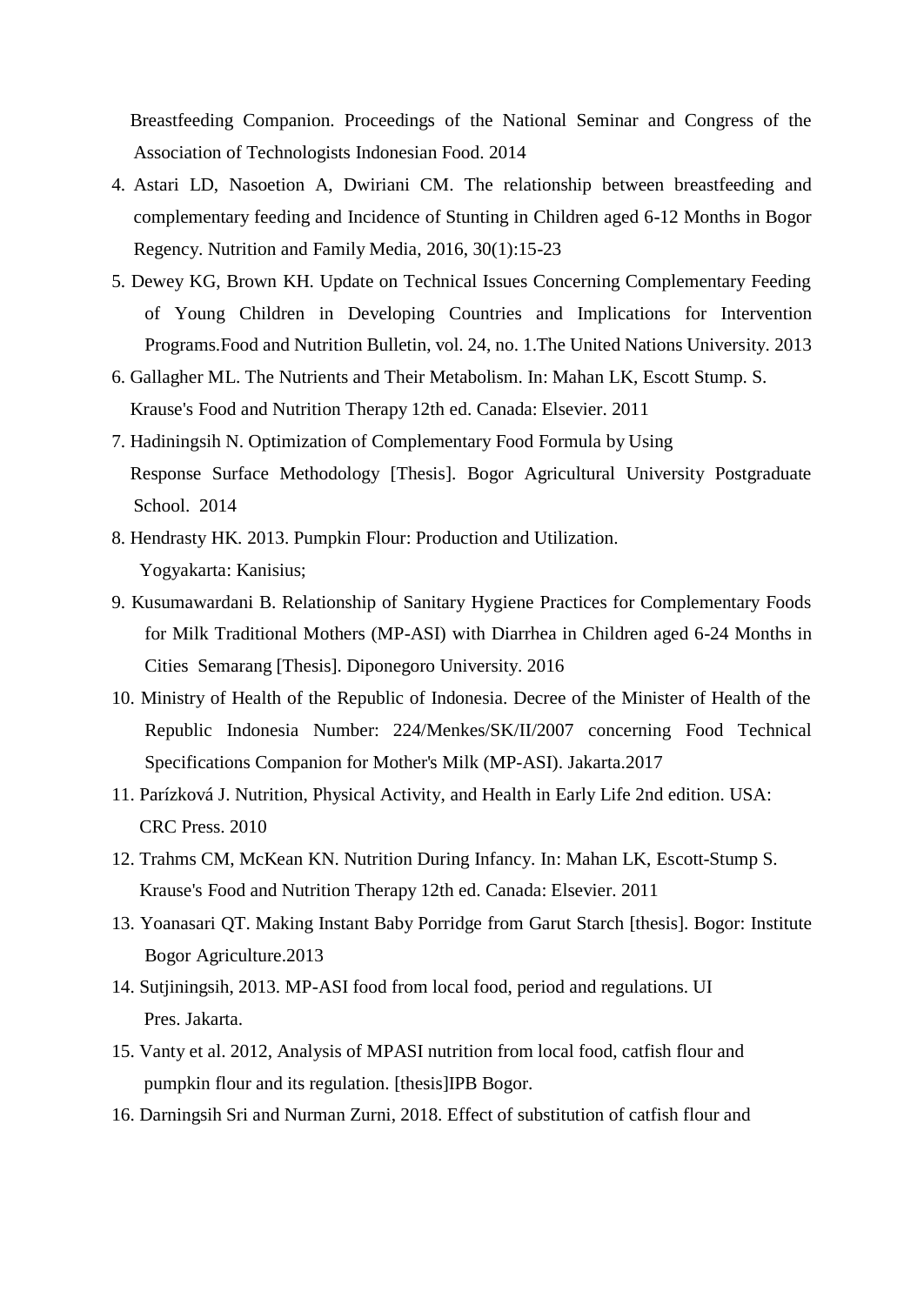Breastfeeding Companion. Proceedings of the National Seminar and Congress of the Association of Technologists Indonesian Food. 2014

4. Astari LD, Nasoetion A, Dwiriani CM. The relationship between breastfeeding and complementary feeding and Incidence of Stunting in Children aged 6-12 Months in Bogor Regency. Nutrition and Family Media, 2016, 30(1):15-23
5. Dewey KG, Brown KH. Update on Technical Issues Concerning Complementary Feeding of Young Children in Developing Countries and Implications for Intervention Programs.Food and Nutrition Bulletin, vol. 24, no. 1.The United Nations University. 2013
6. Gallagher ML. The Nutrients and Their Metabolism. In: Mahan LK, Escott Stump. S. Krause's Food and Nutrition Therapy 12th ed. Canada: Elsevier. 2011
7. Hadiningsih N. Optimization of Complementary Food Formula by Using Response Surface Methodology [Thesis]. Bogor Agricultural University Postgraduate School. 2014
8. Hendrasty HK. 2013. Pumpkin Flour: Production and Utilization. Yogyakarta: Kanisius;
9. Kusumawardani B. Relationship of Sanitary Hygiene Practices for Complementary Foods for Milk Traditional Mothers (MP-ASI) with Diarrhea in Children aged 6-24 Months in Cities Semarang [Thesis]. Diponegoro University. 2016
10. Ministry of Health of the Republic of Indonesia. Decree of the Minister of Health of the Republic Indonesia Number: 224/Menkes/SK/II/2007 concerning Food Technical Specifications Companion for Mother's Milk (MP-ASI). Jakarta.2017
11. Parízková J. Nutrition, Physical Activity, and Health in Early Life 2nd edition. USA: CRC Press. 2010
12. Trahms CM, McKean KN. Nutrition During Infancy. In: Mahan LK, Escott-Stump S. Krause's Food and Nutrition Therapy 12th ed. Canada: Elsevier. 2011
13. Yoanasari QT. Making Instant Baby Porridge from Garut Starch [thesis]. Bogor: Institute Bogor Agriculture.2013
14. Sutjiningsih, 2013. MP-ASI food from local food, period and regulations. UI Pres. Jakarta.
15. Vanty et al. 2012, Analysis of MPASI nutrition from local food, catfish flour and pumpkin flour and its regulation. [thesis]IPB Bogor.
16. Darningsih Sri and Nurman Zurni, 2018. Effect of substitution of catfish flour and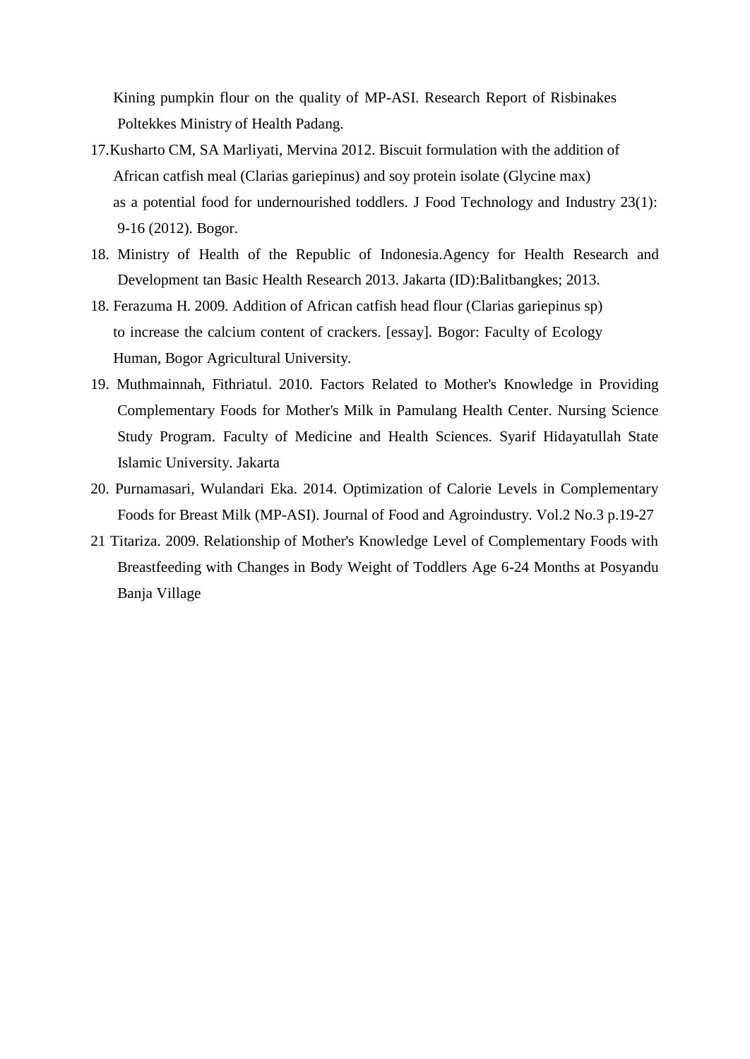Kining pumpkin flour on the quality of MP-ASI. Research Report of Risbinakes Poltekkes Ministry of Health Padang.

17.Kusharto CM, SA Marliyati, Mervina 2012. Biscuit formulation with the addition of African catfish meal (Clarias gariepinus) and soy protein isolate (Glycine max) as a potential food for undernourished toddlers. J Food Technology and Industry 23(1): 9-16 (2012). Bogor.

18. Ministry of Health of the Republic of Indonesia.Agency for Health Research and Development tan Basic Health Research 2013. Jakarta (ID):Balitbangkes; 2013.

18. Ferazuma H. 2009. Addition of African catfish head flour (Clarias gariepinus sp) to increase the calcium content of crackers. [essay]. Bogor: Faculty of Ecology Human, Bogor Agricultural University.

19. Muthmainnah, Fithriatul. 2010. Factors Related to Mother's Knowledge in Providing Complementary Foods for Mother's Milk in Pamulang Health Center. Nursing Science Study Program. Faculty of Medicine and Health Sciences. Syarif Hidayatullah State Islamic University. Jakarta

20. Purnamasari, Wulandari Eka. 2014. Optimization of Calorie Levels in Complementary Foods for Breast Milk (MP-ASI). Journal of Food and Agroindustry. Vol.2 No.3 p.19-27

21 Titariza. 2009. Relationship of Mother's Knowledge Level of Complementary Foods with Breastfeeding with Changes in Body Weight of Toddlers Age 6-24 Months at Posyandu Banja Village